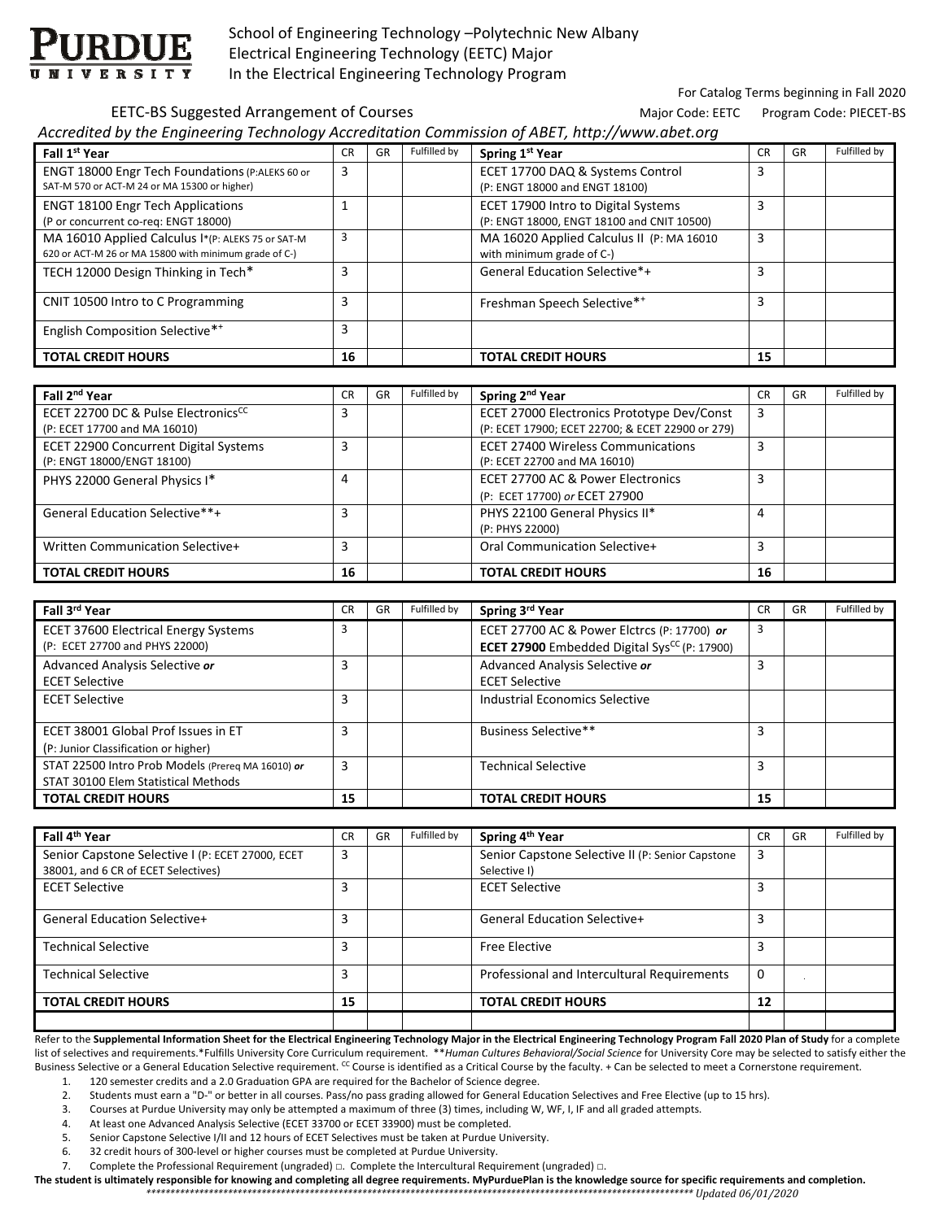# Purdue University

School of Engineering Technology –Polytechnic New Albany
Electrical Engineering Technology (EETC) Major
In the Electrical Engineering Technology Program

For Catalog Terms beginning in Fall 2020

EETC-BS Suggested Arrangement of Courses — Major Code: EETC — Program Code: PIECET-BS

*Accredited by the Engineering Technology Accreditation Commission of ABET, http://www.abet.org*

| Fall 1st Year | CR | GR | Fulfilled by | Spring 1st Year | CR | GR | Fulfilled by |
|---|---|---|---|---|---|---|---|
| ENGT 18000 Engr Tech Foundations (P:ALEKS 60 or SAT-M 570 or ACT-M 24 or MA 15300 or higher) | 3 | | | ECET 17700 DAQ & Systems Control (P: ENGT 18000 and ENGT 18100) | 3 | | |
| ENGT 18100 Engr Tech Applications (P or concurrent co-req: ENGT 18000) | 1 | | | ECET 17900 Intro to Digital Systems (P: ENGT 18000, ENGT 18100 and CNIT 10500) | 3 | | |
| MA 16010 Applied Calculus I*(P: ALEKS 75 or SAT-M 620 or ACT-M 26 or MA 15800 with minimum grade of C-) | 3 | | | MA 16020 Applied Calculus II (P: MA 16010 with minimum grade of C-) | 3 | | |
| TECH 12000 Design Thinking in Tech* | 3 | | | General Education Selective*+ | 3 | | |
| CNIT 10500 Intro to C Programming | 3 | | | Freshman Speech Selective*+ | 3 | | |
| English Composition Selective*+ | 3 | | | | | | |
| **TOTAL CREDIT HOURS** | **16** | | | **TOTAL CREDIT HOURS** | **15** | | |

| Fall 2nd Year | CR | GR | Fulfilled by | Spring 2nd Year | CR | GR | Fulfilled by |
|---|---|---|---|---|---|---|---|
| ECET 22700 DC & Pulse Electronics[CC] (P: ECET 17700 and MA 16010) | 3 | | | ECET 27000 Electronics Prototype Dev/Const (P: ECET 17900; ECET 22700; & ECET 22900 or 279) | 3 | | |
| ECET 22900 Concurrent Digital Systems (P: ENGT 18000/ENGT 18100) | 3 | | | ECET 27400 Wireless Communications (P: ECET 22700 and MA 16010) | 3 | | |
| PHYS 22000 General Physics I* | 4 | | | ECET 27700 AC & Power Electronics (P: ECET 17700) *or* ECET 27900 | 3 | | |
| General Education Selective**+ | 3 | | | PHYS 22100 General Physics II* (P: PHYS 22000) | 4 | | |
| Written Communication Selective+ | 3 | | | Oral Communication Selective+ | 3 | | |
| **TOTAL CREDIT HOURS** | **16** | | | **TOTAL CREDIT HOURS** | **16** | | |

| Fall 3rd Year | CR | GR | Fulfilled by | Spring 3rd Year | CR | GR | Fulfilled by |
|---|---|---|---|---|---|---|---|
| ECET 37600 Electrical Energy Systems (P: ECET 27700 and PHYS 22000) | 3 | | | ECET 27700 AC & Power Elctrcs (P: 17700) *or* **ECET 27900** Embedded Digital Sys[CC] (P: 17900) | 3 | | |
| Advanced Analysis Selective ***or*** ECET Selective | 3 | | | Advanced Analysis Selective ***or*** ECET Selective | 3 | | |
| ECET Selective | 3 | | | Industrial Economics Selective | | | |
| ECET 38001 Global Prof Issues in ET (P: Junior Classification or higher) | 3 | | | Business Selective** | 3 | | |
| STAT 22500 Intro Prob Models (Prereq MA 16010) ***or*** STAT 30100 Elem Statistical Methods | 3 | | | Technical Selective | 3 | | |
| **TOTAL CREDIT HOURS** | **15** | | | **TOTAL CREDIT HOURS** | **15** | | |

| Fall 4th Year | CR | GR | Fulfilled by | Spring 4th Year | CR | GR | Fulfilled by |
|---|---|---|---|---|---|---|---|
| Senior Capstone Selective I (P: ECET 27000, ECET 38001, and 6 CR of ECET Selectives) | 3 | | | Senior Capstone Selective II (P: Senior Capstone Selective I) | 3 | | |
| ECET Selective | 3 | | | ECET Selective | 3 | | |
| General Education Selective+ | 3 | | | General Education Selective+ | 3 | | |
| Technical Selective | 3 | | | Free Elective | 3 | | |
| Technical Selective | 3 | | | Professional and Intercultural Requirements | 0 | | |
| **TOTAL CREDIT HOURS** | **15** | | | **TOTAL CREDIT HOURS** | **12** | | |

Refer to the **Supplemental Information Sheet for the Electrical Engineering Technology Major in the Electrical Engineering Technology Program Fall 2020 Plan of Study** for a complete list of selectives and requirements.*Fulfills University Core Curriculum requirement. ***Human Cultures Behavioral/Social Science* for University Core may be selected to satisfy either the Business Selective or a General Education Selective requirement. [CC] Course is identified as a Critical Course by the faculty. + Can be selected to meet a Cornerstone requirement.

1. 120 semester credits and a 2.0 Graduation GPA are required for the Bachelor of Science degree.
2. Students must earn a "D-" or better in all courses. Pass/no pass grading allowed for General Education Selectives and Free Elective (up to 15 hrs).
3. Courses at Purdue University may only be attempted a maximum of three (3) times, including W, WF, I, IF and all graded attempts.
4. At least one Advanced Analysis Selective (ECET 33700 or ECET 33900) must be completed.
5. Senior Capstone Selective I/II and 12 hours of ECET Selectives must be taken at Purdue University.
6. 32 credit hours of 300-level or higher courses must be completed at Purdue University.
7. Complete the Professional Requirement (ungraded) □. Complete the Intercultural Requirement (ungraded) □.

**The student is ultimately responsible for knowing and completing all degree requirements. MyPurduePlan is the knowledge source for specific requirements and completion.**

*Updated 06/01/2020*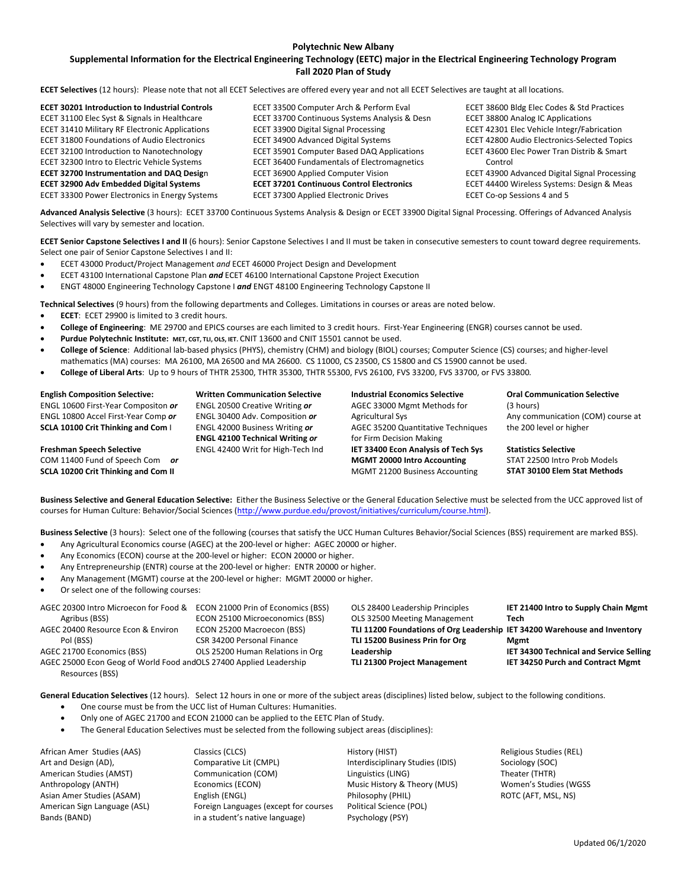**Polytechnic New Albany**

**Supplemental Information for the Electrical Engineering Technology (EETC) major in the Electrical Engineering Technology Program**

**Fall 2020 Plan of Study**

**ECET Selectives** (12 hours): Please note that not all ECET Selectives are offered every year and not all ECET Selectives are taught at all locations.

**ECET 30201 Introduction to Industrial Controls**
ECET 31100 Elec Syst & Signals in Healthcare
ECET 31410 Military RF Electronic Applications
ECET 31800 Foundations of Audio Electronics
ECET 32100 Introduction to Nanotechnology
ECET 32300 Intro to Electric Vehicle Systems
**ECET 32700 Instrumentation and DAQ Desig**n
**ECET 32900 Adv Embedded Digital Systems**
ECET 33300 Power Electronics in Energy Systems
ECET 33500 Computer Arch & Perform Eval
ECET 33700 Continuous Systems Analysis & Desn
ECET 33900 Digital Signal Processing
ECET 34900 Advanced Digital Systems
ECET 35901 Computer Based DAQ Applications
ECET 36400 Fundamentals of Electromagnetics
ECET 36900 Applied Computer Vision
**ECET 37201 Continuous Control Electronics**
ECET 37300 Applied Electronic Drives
ECET 38600 Bldg Elec Codes & Std Practices
ECET 38800 Analog IC Applications
ECET 42301 Elec Vehicle Integr/Fabrication
ECET 42800 Audio Electronics-Selected Topics
ECET 43600 Elec Power Tran Distrib & Smart Control
ECET 43900 Advanced Digital Signal Processing
ECET 44400 Wireless Systems: Design & Meas
ECET Co-op Sessions 4 and 5

**Advanced Analysis Selective** (3 hours): ECET 33700 Continuous Systems Analysis & Design or ECET 33900 Digital Signal Processing. Offerings of Advanced Analysis Selectives will vary by semester and location.

**ECET Senior Capstone Selectives I and II** (6 hours): Senior Capstone Selectives I and II must be taken in consecutive semesters to count toward degree requirements. Select one pair of Senior Capstone Selectives I and II:

- ECET 43000 Product/Project Management *and* ECET 46000 Project Design and Development
- ECET 43100 International Capstone Plan ***and*** ECET 46100 International Capstone Project Execution
- ENGT 48000 Engineering Technology Capstone I ***and*** ENGT 48100 Engineering Technology Capstone II

**Technical Selectives** (9 hours) from the following departments and Colleges. Limitations in courses or areas are noted below.

- **ECET**: ECET 29900 is limited to 3 credit hours.
- **College of Engineering**: ME 29700 and EPICS courses are each limited to 3 credit hours. First-Year Engineering (ENGR) courses cannot be used.
- **Purdue Polytechnic Institute: MET, CGT, TLI, OLS, IET.** CNIT 13600 and CNIT 15501 cannot be used.
- **College of Science**: Additional lab-based physics (PHYS), chemistry (CHM) and biology (BIOL) courses; Computer Science (CS) courses; and higher-level mathematics (MA) courses: MA 26100, MA 26500 and MA 26600. CS 11000, CS 23500, CS 15800 and CS 15900 cannot be used.
- **College of Liberal Arts**: Up to 9 hours of THTR 25300, THTR 35300, THTR 55300, FVS 26100, FVS 33200, FVS 33700, or FVS 33800.

**English Composition Selective:**
ENGL 10600 First-Year Compositon ***or***
ENGL 10800 Accel First-Year Comp ***or***
**SCLA 10100 Crit Thinking and Com I**

**Freshman Speech Selective**
COM 11400 Fund of Speech Com ***or***
**SCLA 10200 Crit Thinking and Com II**

**Written Communication Selective**
ENGL 20500 Creative Writing ***or***
ENGL 30400 Adv. Composition ***or***
ENGL 42000 Business Writing ***or***
**ENGL 42100 Technical Writing *or***
ENGL 42400 Writ for High-Tech Ind

**Industrial Economics Selective**
AGEC 33000 Mgmt Methods for Agricultural Sys
AGEC 35200 Quantitative Techniques for Firm Decision Making
**IET 33400 Econ Analysis of Tech Sys**
**MGMT 20000 Intro Accounting**
MGMT 21200 Business Accounting

**Oral Communication Selective**
(3 hours)
Any communication (COM) course at the 200 level or higher

**Statistics Selective**
STAT 22500 Intro Prob Models
**STAT 30100 Elem Stat Methods**

**Business Selective and General Education Selective:** Either the Business Selective or the General Education Selective must be selected from the UCC approved list of courses for Human Culture: Behavior/Social Sciences (http://www.purdue.edu/provost/initiatives/curriculum/course.html).

**Business Selective** (3 hours): Select one of the following (courses that satisfy the UCC Human Cultures Behavior/Social Sciences (BSS) requirement are marked BSS).

- Any Agricultural Economics course (AGEC) at the 200-level or higher: AGEC 20000 or higher.
- Any Economics (ECON) course at the 200-level or higher: ECON 20000 or higher.
- Any Entrepreneurship (ENTR) course at the 200-level or higher: ENTR 20000 or higher.
- Any Management (MGMT) course at the 200-level or higher: MGMT 20000 or higher.
- Or select one of the following courses:

AGEC 20300 Intro Microecon for Food & Agribus (BSS)
AGEC 20400 Resource Econ & Environ Pol (BSS)
AGEC 21700 Economics (BSS)
AGEC 25000 Econ Geog of World Food and Resources (BSS)
ECON 21000 Prin of Economics (BSS)
ECON 25100 Microeconomics (BSS)
ECON 25200 Macroecon (BSS)
CSR 34200 Personal Finance
OLS 25200 Human Relations in Org
OLS 27400 Applied Leadership
OLS 28400 Leadership Principles
OLS 32500 Meeting Management
**TLI 11200 Foundations of Org Leadership**
**TLI 15200 Business Prin for Org Leadership**
**TLI 21300 Project Management**
**IET 21400 Intro to Supply Chain Mgmt Tech**
**IET 34200 Warehouse and Inventory Mgmt**
**IET 34300 Technical and Service Selling**
**IET 34250 Purch and Contract Mgmt**

**General Education Selectives** (12 hours). Select 12 hours in one or more of the subject areas (disciplines) listed below, subject to the following conditions.

- One course must be from the UCC list of Human Cultures: Humanities.
- Only one of AGEC 21700 and ECON 21000 can be applied to the EETC Plan of Study.
- The General Education Selectives must be selected from the following subject areas (disciplines):

African Amer Studies (AAS)
Art and Design (AD),
American Studies (AMST)
Anthropology (ANTH)
Asian Amer Studies (ASAM)
American Sign Language (ASL)
Bands (BAND)
Classics (CLCS)
Comparative Lit (CMPL)
Communication (COM)
Economics (ECON)
English (ENGL)
Foreign Languages (except for courses in a student's native language)
History (HIST)
Interdisciplinary Studies (IDIS)
Linguistics (LING)
Music History & Theory (MUS)
Philosophy (PHIL)
Political Science (POL)
Psychology (PSY)
Religious Studies (REL)
Sociology (SOC)
Theater (THTR)
Women's Studies (WGSS
ROTC (AFT, MSL, NS)

Updated 06/1/2020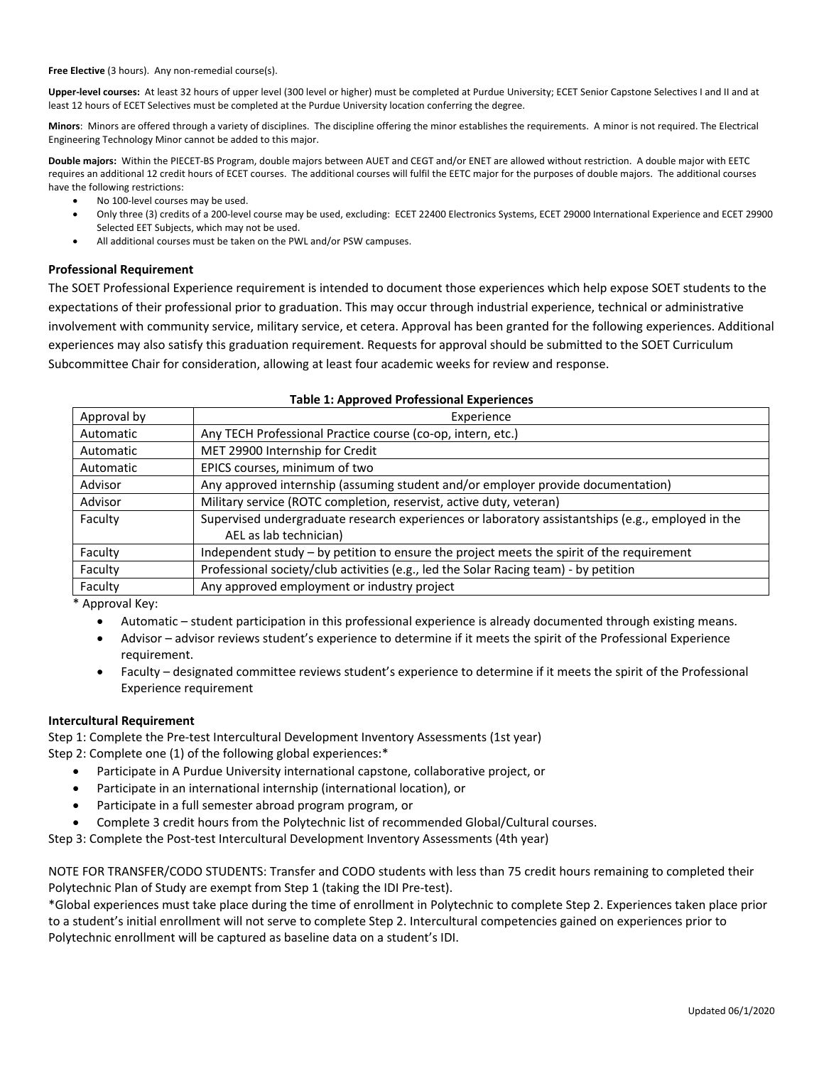**Free Elective** (3 hours). Any non-remedial course(s).

**Upper-level courses:** At least 32 hours of upper level (300 level or higher) must be completed at Purdue University; ECET Senior Capstone Selectives I and II and at least 12 hours of ECET Selectives must be completed at the Purdue University location conferring the degree.

**Minors**: Minors are offered through a variety of disciplines. The discipline offering the minor establishes the requirements. A minor is not required. The Electrical Engineering Technology Minor cannot be added to this major.

**Double majors:** Within the PIECET-BS Program, double majors between AUET and CEGT and/or ENET are allowed without restriction. A double major with EETC requires an additional 12 credit hours of ECET courses. The additional courses will fulfil the EETC major for the purposes of double majors. The additional courses have the following restrictions:

- No 100-level courses may be used.
- Only three (3) credits of a 200-level course may be used, excluding: ECET 22400 Electronics Systems, ECET 29000 International Experience and ECET 29900 Selected EET Subjects, which may not be used.
- All additional courses must be taken on the PWL and/or PSW campuses.

### Professional Requirement

The SOET Professional Experience requirement is intended to document those experiences which help expose SOET students to the expectations of their professional prior to graduation. This may occur through industrial experience, technical or administrative involvement with community service, military service, et cetera. Approval has been granted for the following experiences. Additional experiences may also satisfy this graduation requirement. Requests for approval should be submitted to the SOET Curriculum Subcommittee Chair for consideration, allowing at least four academic weeks for review and response.

**Table 1: Approved Professional Experiences**

| Approval by | Experience |
|---|---|
| Automatic | Any TECH Professional Practice course (co-op, intern, etc.) |
| Automatic | MET 29900 Internship for Credit |
| Automatic | EPICS courses, minimum of two |
| Advisor | Any approved internship (assuming student and/or employer provide documentation) |
| Advisor | Military service (ROTC completion, reservist, active duty, veteran) |
| Faculty | Supervised undergraduate research experiences or laboratory assistantships (e.g., employed in the AEL as lab technician) |
| Faculty | Independent study – by petition to ensure the project meets the spirit of the requirement |
| Faculty | Professional society/club activities (e.g., led the Solar Racing team) - by petition |
| Faculty | Any approved employment or industry project |

\* Approval Key:

- Automatic – student participation in this professional experience is already documented through existing means.
- Advisor – advisor reviews student's experience to determine if it meets the spirit of the Professional Experience requirement.
- Faculty – designated committee reviews student's experience to determine if it meets the spirit of the Professional Experience requirement

### Intercultural Requirement

Step 1: Complete the Pre-test Intercultural Development Inventory Assessments (1st year)

Step 2: Complete one (1) of the following global experiences:*

- Participate in A Purdue University international capstone, collaborative project, or
- Participate in an international internship (international location), or
- Participate in a full semester abroad program program, or
- Complete 3 credit hours from the Polytechnic list of recommended Global/Cultural courses.

Step 3: Complete the Post-test Intercultural Development Inventory Assessments (4th year)

NOTE FOR TRANSFER/CODO STUDENTS: Transfer and CODO students with less than 75 credit hours remaining to completed their Polytechnic Plan of Study are exempt from Step 1 (taking the IDI Pre-test).

*Global experiences must take place during the time of enrollment in Polytechnic to complete Step 2. Experiences taken place prior to a student's initial enrollment will not serve to complete Step 2. Intercultural competencies gained on experiences prior to Polytechnic enrollment will be captured as baseline data on a student's IDI.

Updated 06/1/2020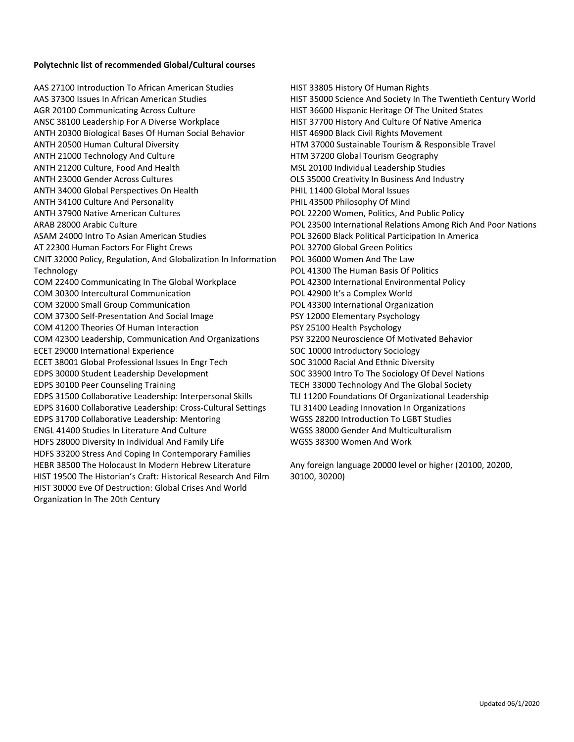**Polytechnic list of recommended Global/Cultural courses**

AAS 27100 Introduction To African American Studies
AAS 37300 Issues In African American Studies
AGR 20100 Communicating Across Culture
ANSC 38100 Leadership For A Diverse Workplace
ANTH 20300 Biological Bases Of Human Social Behavior
ANTH 20500 Human Cultural Diversity
ANTH 21000 Technology And Culture
ANTH 21200 Culture, Food And Health
ANTH 23000 Gender Across Cultures
ANTH 34000 Global Perspectives On Health
ANTH 34100 Culture And Personality
ANTH 37900 Native American Cultures
ARAB 28000 Arabic Culture
ASAM 24000 Intro To Asian American Studies
AT 22300 Human Factors For Flight Crews
CNIT 32000 Policy, Regulation, And Globalization In Information Technology
COM 22400 Communicating In The Global Workplace
COM 30300 Intercultural Communication
COM 32000 Small Group Communication
COM 37300 Self-Presentation And Social Image
COM 41200 Theories Of Human Interaction
COM 42300 Leadership, Communication And Organizations
ECET 29000 International Experience
ECET 38001 Global Professional Issues In Engr Tech
EDPS 30000 Student Leadership Development
EDPS 30100 Peer Counseling Training
EDPS 31500 Collaborative Leadership: Interpersonal Skills
EDPS 31600 Collaborative Leadership: Cross-Cultural Settings
EDPS 31700 Collaborative Leadership: Mentoring
ENGL 41400 Studies In Literature And Culture
HDFS 28000 Diversity In Individual And Family Life
HDFS 33200 Stress And Coping In Contemporary Families
HEBR 38500 The Holocaust In Modern Hebrew Literature
HIST 19500 The Historian's Craft: Historical Research And Film
HIST 30000 Eve Of Destruction: Global Crises And World Organization In The 20th Century
HIST 33805 History Of Human Rights
HIST 35000 Science And Society In The Twentieth Century World
HIST 36600 Hispanic Heritage Of The United States
HIST 37700 History And Culture Of Native America
HIST 46900 Black Civil Rights Movement
HTM 37000 Sustainable Tourism & Responsible Travel
HTM 37200 Global Tourism Geography
MSL 20100 Individual Leadership Studies
OLS 35000 Creativity In Business And Industry
PHIL 11400 Global Moral Issues
PHIL 43500 Philosophy Of Mind
POL 22200 Women, Politics, And Public Policy
POL 23500 International Relations Among Rich And Poor Nations
POL 32600 Black Political Participation In America
POL 32700 Global Green Politics
POL 36000 Women And The Law
POL 41300 The Human Basis Of Politics
POL 42300 International Environmental Policy
POL 42900 It's a Complex World
POL 43300 International Organization
PSY 12000 Elementary Psychology
PSY 25100 Health Psychology
PSY 32200 Neuroscience Of Motivated Behavior
SOC 10000 Introductory Sociology
SOC 31000 Racial And Ethnic Diversity
SOC 33900 Intro To The Sociology Of Devel Nations
TECH 33000 Technology And The Global Society
TLI 11200 Foundations Of Organizational Leadership
TLI 31400 Leading Innovation In Organizations
WGSS 28200 Introduction To LGBT Studies
WGSS 38000 Gender And Multiculturalism
WGSS 38300 Women And Work

Any foreign language 20000 level or higher (20100, 20200, 30100, 30200)

Updated 06/1/2020